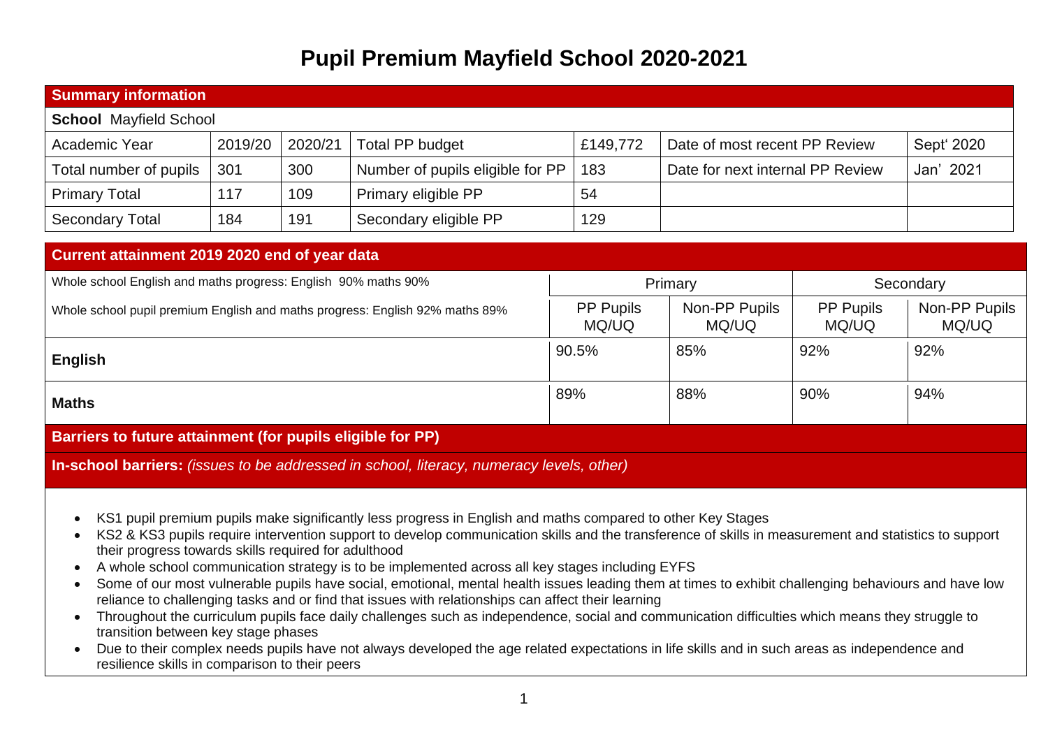# Pupil Premium Mayfield School 2020-2021

| Summary information | | | | | | |
|---|---|---|---|---|---|---|
| **School** Mayfield School | | | | | | |
| Academic Year | 2019/20 | 2020/21 | Total PP budget | £149,772 | Date of most recent PP Review | Sept' 2020 |
| Total number of pupils | 301 | 300 | Number of pupils eligible for PP | 183 | Date for next internal PP Review | Jan' 2021 |
| Primary Total | 117 | 109 | Primary eligible PP | 54 | | |
| Secondary Total | 184 | 191 | Secondary eligible PP | 129 | | |

| Current attainment 2019 2020 end of year data | | | | |
|---|---|---|---|---|
| Whole school English and maths progress: English 90% maths 90% | Primary | | Secondary | |
| Whole school pupil premium English and maths progress: English 92% maths 89% | PP Pupils MQ/UQ | Non-PP Pupils MQ/UQ | PP Pupils MQ/UQ | Non-PP Pupils MQ/UQ |
| **English** | 90.5% | 85% | 92% | 92% |
| **Maths** | 89% | 88% | 90% | 94% |

## Barriers to future attainment (for pupils eligible for PP)

**In-school barriers:** *(issues to be addressed in school, literacy, numeracy levels, other)*

- KS1 pupil premium pupils make significantly less progress in English and maths compared to other Key Stages
- KS2 & KS3 pupils require intervention support to develop communication skills and the transference of skills in measurement and statistics to support their progress towards skills required for adulthood
- A whole school communication strategy is to be implemented across all key stages including EYFS
- Some of our most vulnerable pupils have social, emotional, mental health issues leading them at times to exhibit challenging behaviours and have low reliance to challenging tasks and or find that issues with relationships can affect their learning
- Throughout the curriculum pupils face daily challenges such as independence, social and communication difficulties which means they struggle to transition between key stage phases
- Due to their complex needs pupils have not always developed the age related expectations in life skills and in such areas as independence and resilience skills in comparison to their peers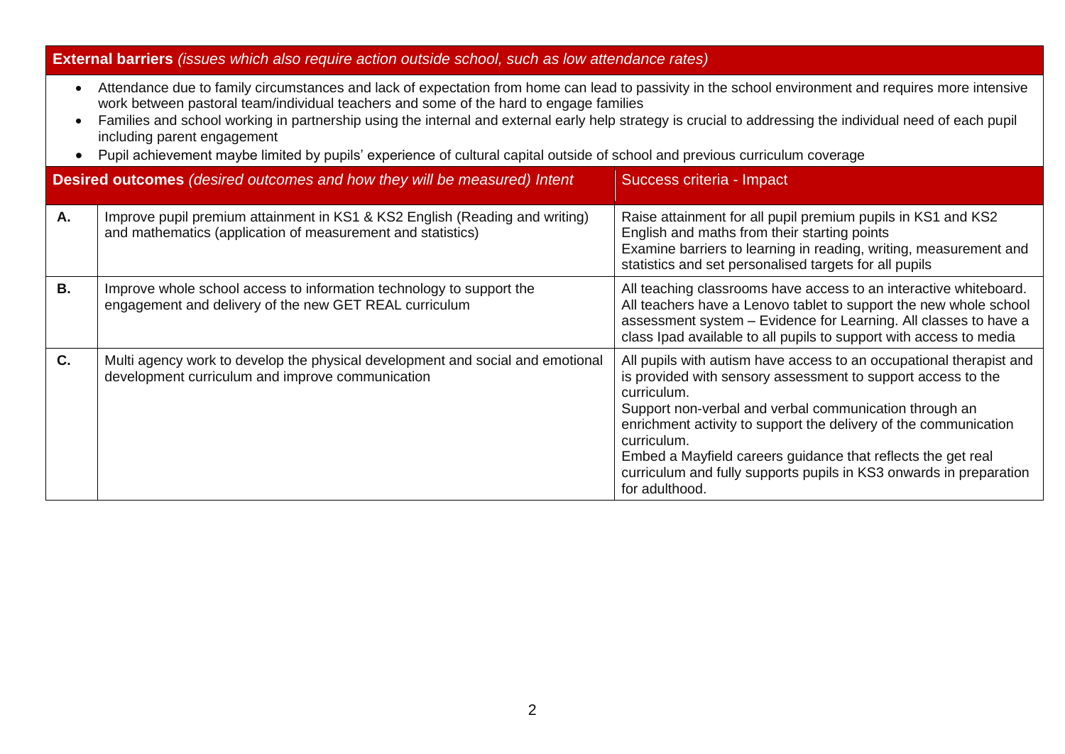**External barriers** *(issues which also require action outside school, such as low attendance rates)*

- Attendance due to family circumstances and lack of expectation from home can lead to passivity in the school environment and requires more intensive work between pastoral team/individual teachers and some of the hard to engage families
- Families and school working in partnership using the internal and external early help strategy is crucial to addressing the individual need of each pupil including parent engagement
- Pupil achievement maybe limited by pupils' experience of cultural capital outside of school and previous curriculum coverage

| | **Desired outcomes** *(desired outcomes and how they will be measured) Intent* | Success criteria - Impact |
|---|---|---|
| **A.** | Improve pupil premium attainment in KS1 & KS2 English (Reading and writing) and mathematics (application of measurement and statistics) | Raise attainment for all pupil premium pupils in KS1 and KS2 English and maths from their starting points<br>Examine barriers to learning in reading, writing, measurement and statistics and set personalised targets for all pupils |
| **B.** | Improve whole school access to information technology to support the engagement and delivery of the new GET REAL curriculum | All teaching classrooms have access to an interactive whiteboard. All teachers have a Lenovo tablet to support the new whole school assessment system – Evidence for Learning. All classes to have a class Ipad available to all pupils to support with access to media |
| **C.** | Multi agency work to develop the physical development and social and emotional development curriculum and improve communication | All pupils with autism have access to an occupational therapist and is provided with sensory assessment to support access to the curriculum.<br>Support non-verbal and verbal communication through an enrichment activity to support the delivery of the communication curriculum.<br>Embed a Mayfield careers guidance that reflects the get real curriculum and fully supports pupils in KS3 onwards in preparation for adulthood. |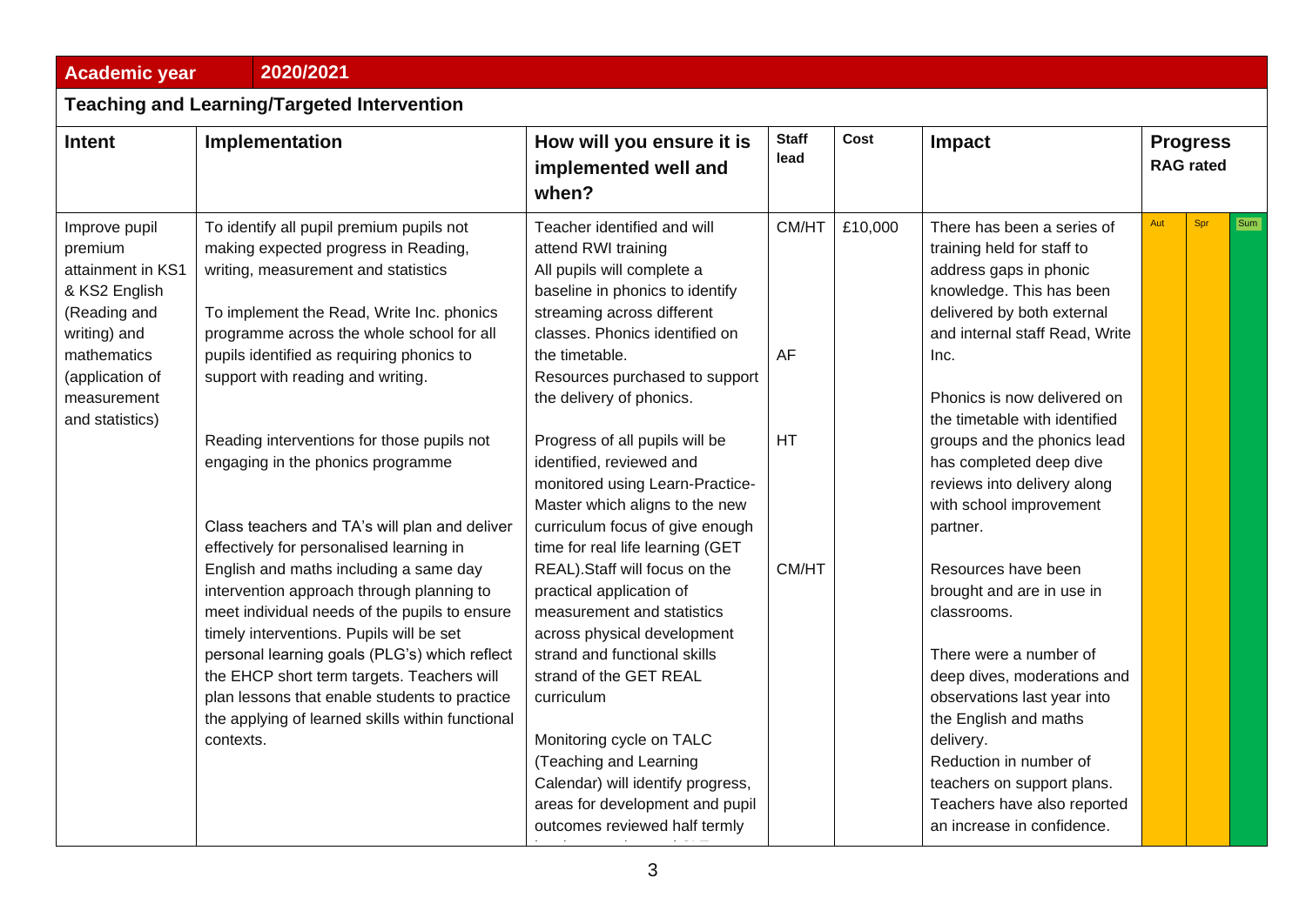| Academic year | 2020/2021 | | | | | |
|---|---|---|---|---|---|---|

**Teaching and Learning/Targeted Intervention**

| Intent | Implementation | How will you ensure it is implemented well and when? | Staff lead | Cost | Impact | Progress RAG rated | | |
|---|---|---|---|---|---|---|---|---|
| | | | | | | Aut | Spr | Sum |
| Improve pupil premium attainment in KS1 & KS2 English (Reading and writing) and mathematics (application of measurement and statistics) | To identify all pupil premium pupils not making expected progress in Reading, writing, measurement and statistics<br><br>To implement the Read, Write Inc. phonics programme across the whole school for all pupils identified as requiring phonics to support with reading and writing.<br><br>Reading interventions for those pupils not engaging in the phonics programme<br><br>Class teachers and TA's will plan and deliver effectively for personalised learning in English and maths including a same day intervention approach through planning to meet individual needs of the pupils to ensure timely interventions. Pupils will be set personal learning goals (PLG's) which reflect the EHCP short term targets. Teachers will plan lessons that enable students to practice the applying of learned skills within functional contexts. | Teacher identified and will attend RWI training<br>All pupils will complete a baseline in phonics to identify streaming across different classes. Phonics identified on the timetable.<br>Resources purchased to support the delivery of phonics.<br><br>Progress of all pupils will be identified, reviewed and monitored using Learn-Practice-Master which aligns to the new curriculum focus of give enough time for real life learning (GET REAL).Staff will focus on the practical application of measurement and statistics across physical development strand and functional skills strand of the GET REAL curriculum<br><br>Monitoring cycle on TALC (Teaching and Learning Calendar) will identify progress, areas for development and pupil outcomes reviewed half termly | CM/HT<br><br>AF<br><br>HT<br><br>CM/HT | £10,000 | There has been a series of training held for staff to address gaps in phonic knowledge. This has been delivered by both external and internal staff Read, Write Inc.<br><br>Phonics is now delivered on the timetable with identified groups and the phonics lead has completed deep dive reviews into delivery along with school improvement partner.<br><br>Resources have been brought and are in use in classrooms.<br><br>There were a number of deep dives, moderations and observations last year into the English and maths delivery.<br>Reduction in number of teachers on support plans.<br>Teachers have also reported an increase in confidence. | | | |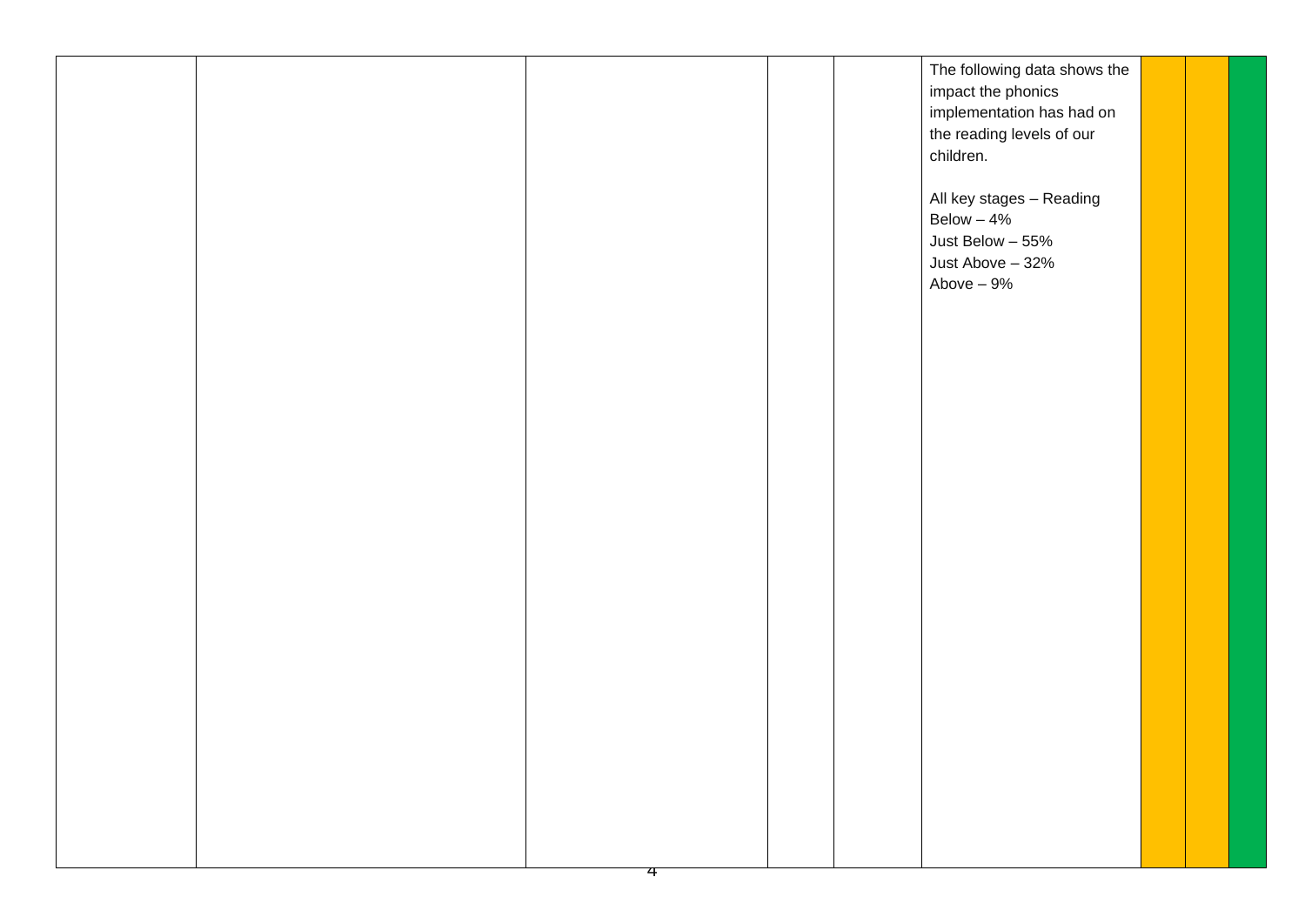|  |  |  |  |  | The following data shows the impact the phonics implementation has had on the reading levels of our children.<br><br>All key stages – Reading<br>Below – 4%<br>Just Below – 55%<br>Just Above – 32%<br>Above – 9% |  |  |  |
|---|---|---|---|---|---|---|---|---|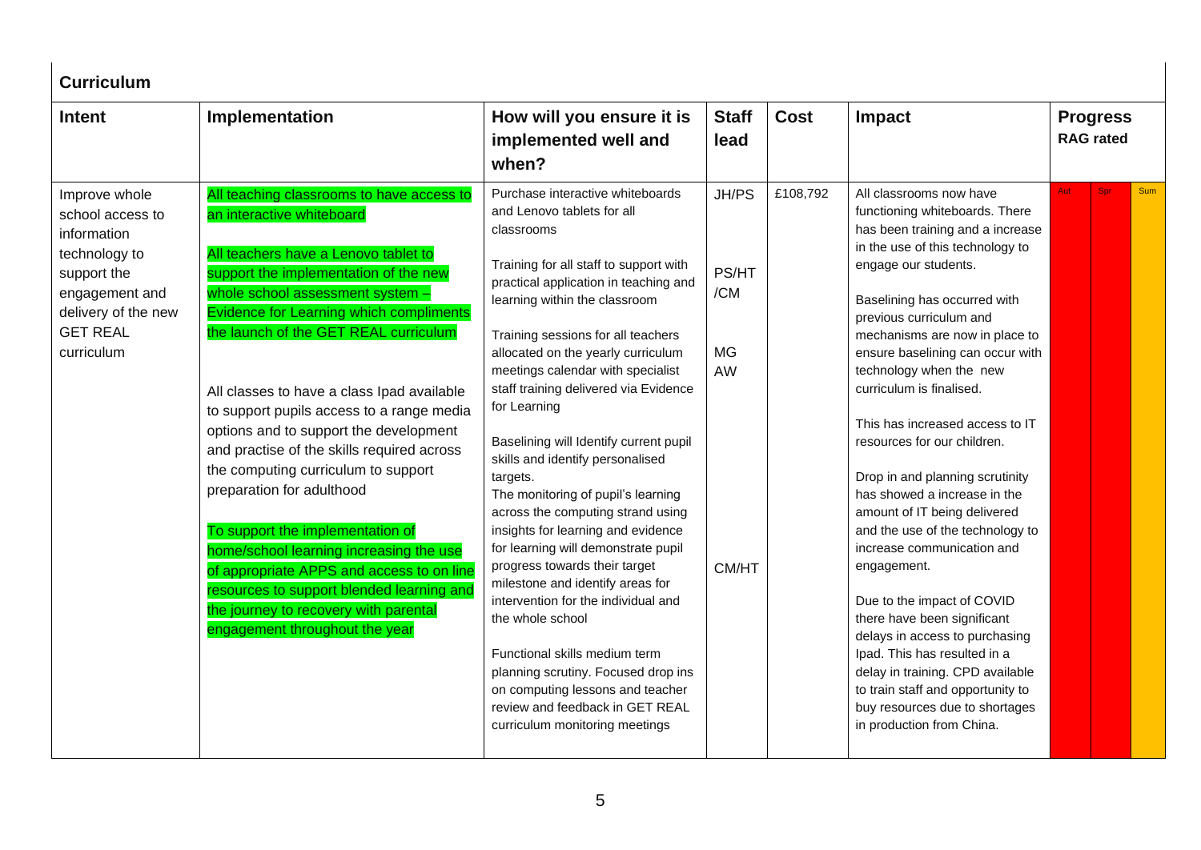## Curriculum

| Intent | Implementation | How will you ensure it is implemented well and when? | Staff lead | Cost | Impact | Progress RAG rated | | |
|---|---|---|---|---|---|---|---|---|
| | | | | | | Aut | Spr | Sum |
| Improve whole school access to information technology to support the engagement and delivery of the new GET REAL curriculum | All teaching classrooms to have access to an interactive whiteboard<br><br>All teachers have a Lenovo tablet to support the implementation of the new whole school assessment system – Evidence for Learning which compliments the launch of the GET REAL curriculum<br><br>All classes to have a class Ipad available to support pupils access to a range media options and to support the development and practise of the skills required across the computing curriculum to support preparation for adulthood<br><br>To support the implementation of home/school learning increasing the use of appropriate APPS and access to on line resources to support blended learning and the journey to recovery with parental engagement throughout the year | Purchase interactive whiteboards and Lenovo tablets for all classrooms<br><br>Training for all staff to support with practical application in teaching and learning within the classroom<br><br>Training sessions for all teachers allocated on the yearly curriculum meetings calendar with specialist staff training delivered via Evidence for Learning<br><br>Baselining will Identify current pupil skills and identify personalised targets.<br>The monitoring of pupil's learning across the computing strand using insights for learning and evidence for learning will demonstrate pupil progress towards their target milestone and identify areas for intervention for the individual and the whole school<br><br>Functional skills medium term planning scrutiny. Focused drop ins on computing lessons and teacher review and feedback in GET REAL curriculum monitoring meetings | JH/PS<br><br>PS/HT /CM<br><br>MG AW<br><br>CM/HT | £108,792 | All classrooms now have functioning whiteboards. There has been training and a increase in the use of this technology to engage our students.<br><br>Baselining has occurred with previous curriculum and mechanisms are now in place to ensure baselining can occur with technology when the new curriculum is finalised.<br><br>This has increased access to IT resources for our children.<br><br>Drop in and planning scrutinity has showed a increase in the amount of IT being delivered and the use of the technology to increase communication and engagement.<br><br>Due to the impact of COVID there have been significant delays in access to purchasing Ipad. This has resulted in a delay in training. CPD available to train staff and opportunity to buy resources due to shortages in production from China. | | | |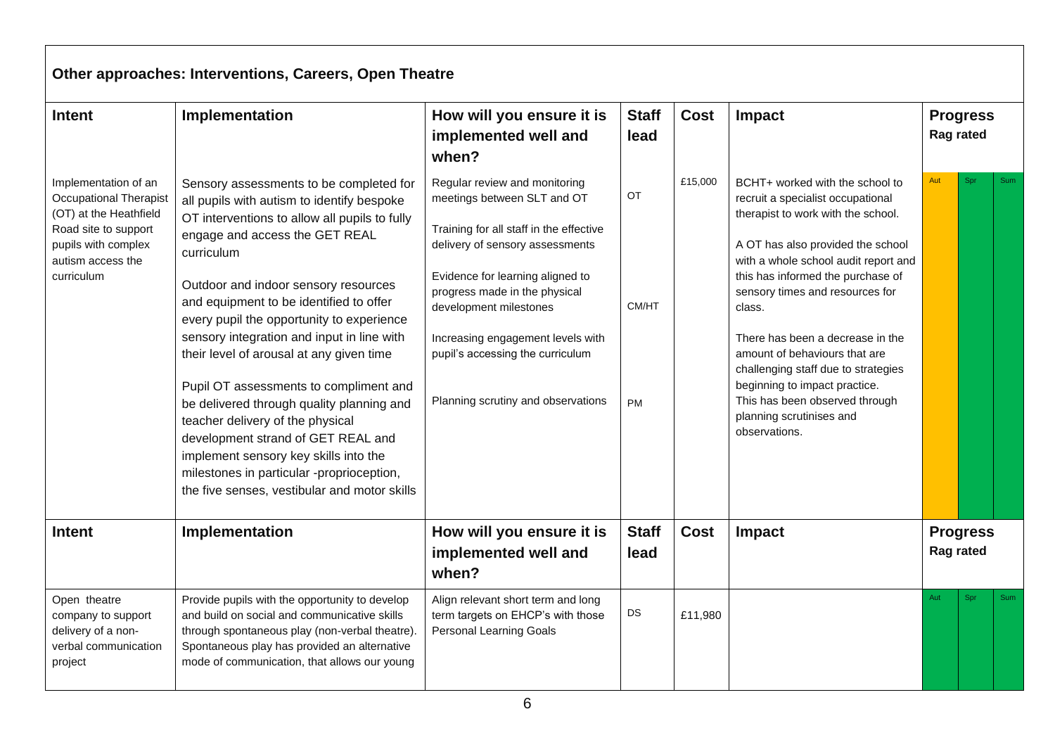## Other approaches: Interventions, Careers, Open Theatre

| Intent | Implementation | How will you ensure it is implemented well and when? | Staff lead | Cost | Impact | Progress Rag rated | | |
|---|---|---|---|---|---|---|---|---|
| | | | | | | Aut | Spr | Sum |
| Implementation of an Occupational Therapist (OT) at the Heathfield Road site to support pupils with complex autism access the curriculum | Sensory assessments to be completed for all pupils with autism to identify bespoke OT interventions to allow all pupils to fully engage and access the GET REAL curriculum<br><br>Outdoor and indoor sensory resources and equipment to be identified to offer every pupil the opportunity to experience sensory integration and input in line with their level of arousal at any given time<br><br>Pupil OT assessments to compliment and be delivered through quality planning and teacher delivery of the physical development strand of GET REAL and implement sensory key skills into the milestones in particular -proprioception, the five senses, vestibular and motor skills | Regular review and monitoring meetings between SLT and OT<br><br>Training for all staff in the effective delivery of sensory assessments<br><br>Evidence for learning aligned to progress made in the physical development milestones<br><br>Increasing engagement levels with pupil's accessing the curriculum<br><br>Planning scrutiny and observations | OT<br><br>CM/HT<br><br>PM | £15,000 | BCHT+ worked with the school to recruit a specialist occupational therapist to work with the school.<br><br>A OT has also provided the school with a whole school audit report and this has informed the purchase of sensory times and resources for class.<br><br>There has been a decrease in the amount of behaviours that are challenging staff due to strategies beginning to impact practice. This has been observed through planning scrutinises and observations. | | | |

| Intent | Implementation | How will you ensure it is implemented well and when? | Staff lead | Cost | Impact | Progress Rag rated | | |
|---|---|---|---|---|---|---|---|---|
| | | | | | | Aut | Spr | Sum |
| Open theatre company to support delivery of a non-verbal communication project | Provide pupils with the opportunity to develop and build on social and communicative skills through spontaneous play (non-verbal theatre). Spontaneous play has provided an alternative mode of communication, that allows our young | Align relevant short term and long term targets on EHCP's with those Personal Learning Goals | DS | £11,980 | | | | |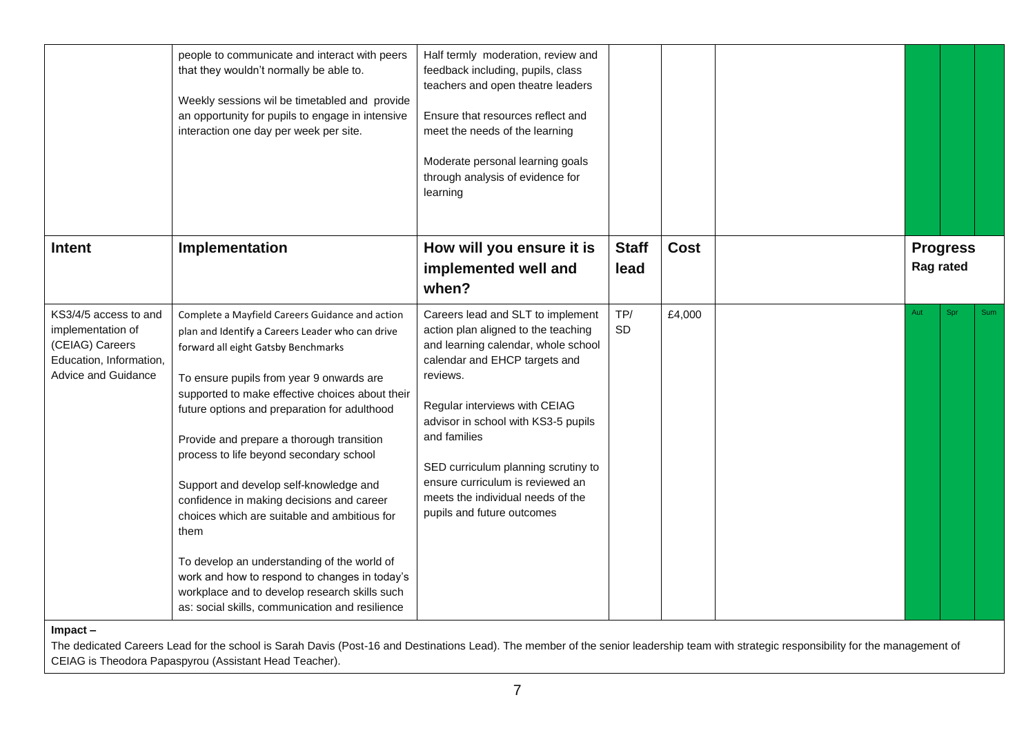| | | | | | | | | |
|---|---|---|---|---|---|---|---|---|
| | people to communicate and interact with peers that they wouldn't normally be able to.<br><br>Weekly sessions wil be timetabled and provide an opportunity for pupils to engage in intensive interaction one day per week per site. | Half termly moderation, review and feedback including, pupils, class teachers and open theatre leaders<br><br>Ensure that resources reflect and meet the needs of the learning<br><br>Moderate personal learning goals through analysis of evidence for learning | | | | | | |
| **Intent** | **Implementation** | **How will you ensure it is implemented well and when?** | **Staff lead** | **Cost** | | **Progress Rag rated** | | |
| KS3/4/5 access to and implementation of (CEIAG) Careers Education, Information, Advice and Guidance | Complete a Mayfield Careers Guidance and action plan and Identify a Careers Leader who can drive forward all eight Gatsby Benchmarks<br><br>To ensure pupils from year 9 onwards are supported to make effective choices about their future options and preparation for adulthood<br><br>Provide and prepare a thorough transition process to life beyond secondary school<br><br>Support and develop self-knowledge and confidence in making decisions and career choices which are suitable and ambitious for them<br><br>To develop an understanding of the world of work and how to respond to changes in today's workplace and to develop research skills such as: social skills, communication and resilience | Careers lead and SLT to implement action plan aligned to the teaching and learning calendar, whole school calendar and EHCP targets and reviews.<br><br>Regular interviews with CEIAG advisor in school with KS3-5 pupils and families<br><br>SED curriculum planning scrutiny to ensure curriculum is reviewed an meets the individual needs of the pupils and future outcomes | TP/ SD | £4,000 | | Aut | Spr | Sum |

**Impact –**

The dedicated Careers Lead for the school is Sarah Davis (Post-16 and Destinations Lead). The member of the senior leadership team with strategic responsibility for the management of CEIAG is Theodora Papaspyrou (Assistant Head Teacher).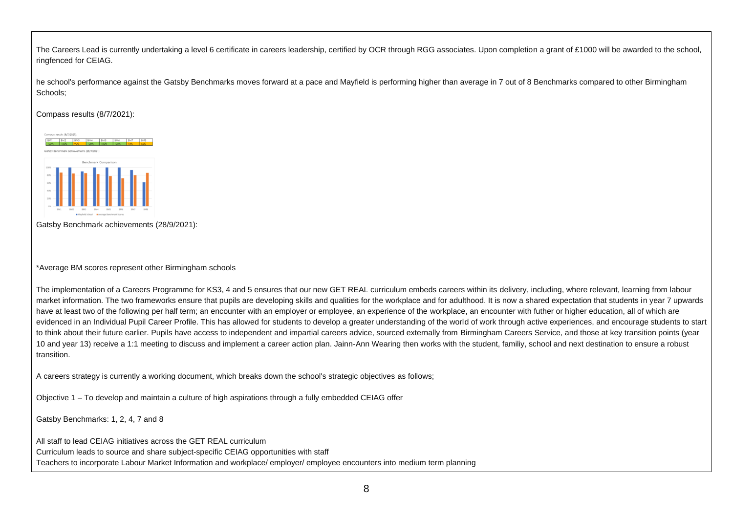The Careers Lead is currently undertaking a level 6 certificate in careers leadership, certified by OCR through RGG associates. Upon completion a grant of £1000 will be awarded to the school, ringfenced for CEIAG.

he school's performance against the Gatsby Benchmarks moves forward at a pace and Mayfield is performing higher than average in 7 out of 8 Benchmarks compared to other Birmingham Schools;

Compass results (8/7/2021):

| BM1 | BM2 | BM3 | BM4 | BM5 | BM6 | BM7 | BM8 |
|---|---|---|---|---|---|---|---|
| 100% | 100% | 90% | 100% | 100% | 100% | 93% | 62% |

Gatsby Benchmark achievements (28/9/2021):

*Average BM scores represent other Birmingham schools

The implementation of a Careers Programme for KS3, 4 and 5 ensures that our new GET REAL curriculum embeds careers within its delivery, including, where relevant, learning from labour market information. The two frameworks ensure that pupils are developing skills and qualities for the workplace and for adulthood. It is now a shared expectation that students in year 7 upwards have at least two of the following per half term; an encounter with an employer or employee, an experience of the workplace, an encounter with futher or higher education, all of which are evidenced in an Individual Pupil Career Profile. This has allowed for students to develop a greater understanding of the world of work through active experiences, and encourage students to start to think about their future earlier. Pupils have access to independent and impartial careers advice, sourced externally from Birmingham Careers Service, and those at key transition points (year 10 and year 13) receive a 1:1 meeting to discuss and implement a career action plan. Jainn-Ann Wearing then works with the student, familiy, school and next destination to ensure a robust transition.

A careers strategy is currently a working document, which breaks down the school's strategic objectives as follows;

Objective 1 – To develop and maintain a culture of high aspirations through a fully embedded CEIAG offer

Gatsby Benchmarks: 1, 2, 4, 7 and 8

All staff to lead CEIAG initiatives across the GET REAL curriculum
Curriculum leads to source and share subject-specific CEIAG opportunities with staff
Teachers to incorporate Labour Market Information and workplace/ employer/ employee encounters into medium term planning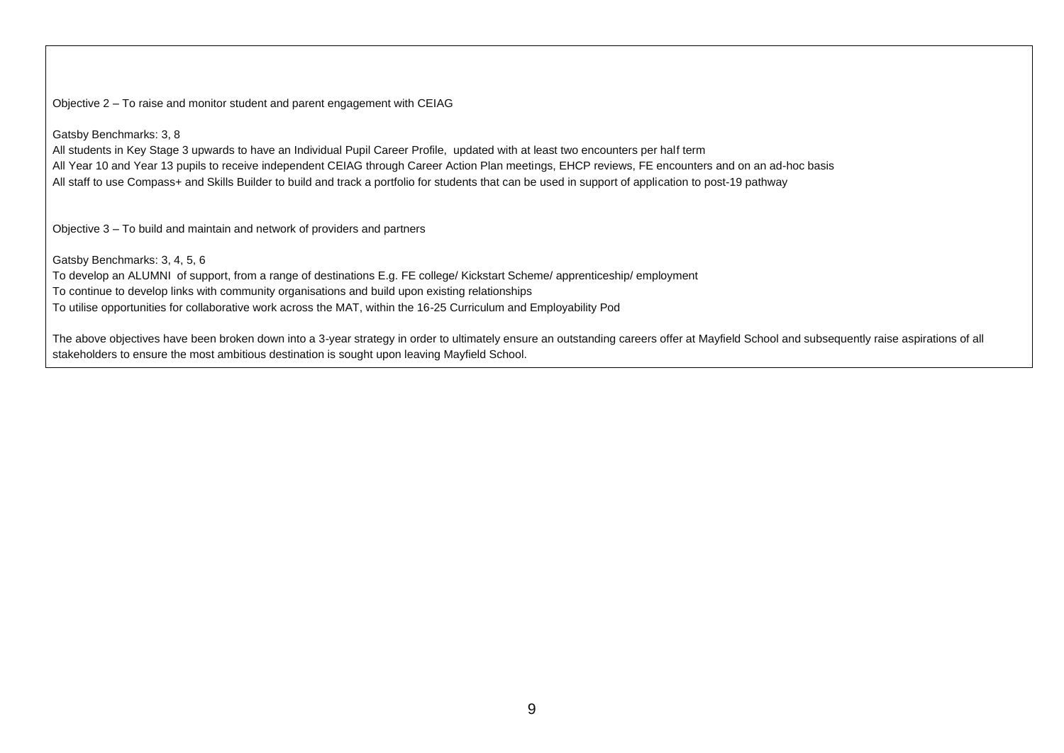Objective 2 – To raise and monitor student and parent engagement with CEIAG

Gatsby Benchmarks: 3, 8

All students in Key Stage 3 upwards to have an Individual Pupil Career Profile, updated with at least two encounters per half term

All Year 10 and Year 13 pupils to receive independent CEIAG through Career Action Plan meetings, EHCP reviews, FE encounters and on an ad-hoc basis

All staff to use Compass+ and Skills Builder to build and track a portfolio for students that can be used in support of application to post-19 pathway

Objective 3 – To build and maintain and network of providers and partners

Gatsby Benchmarks: 3, 4, 5, 6

To develop an ALUMNI of support, from a range of destinations E.g. FE college/ Kickstart Scheme/ apprenticeship/ employment

To continue to develop links with community organisations and build upon existing relationships

To utilise opportunities for collaborative work across the MAT, within the 16-25 Curriculum and Employability Pod

The above objectives have been broken down into a 3-year strategy in order to ultimately ensure an outstanding careers offer at Mayfield School and subsequently raise aspirations of all stakeholders to ensure the most ambitious destination is sought upon leaving Mayfield School.